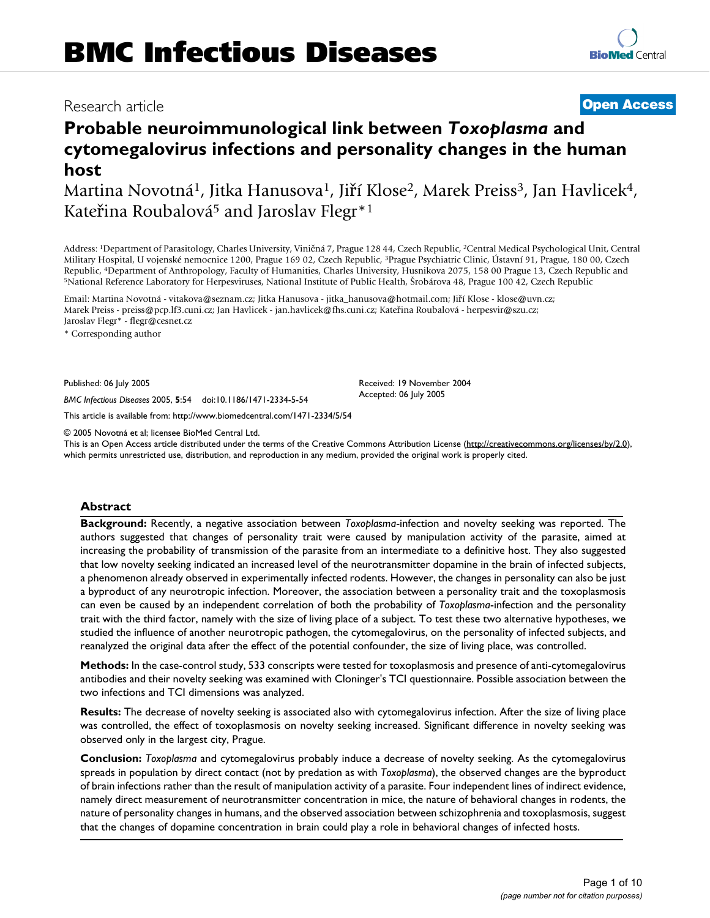# BMC Infectious Diseases

Research article

**Open Access**

# Probable neuroimmunological link between *Toxoplasma* and cytomegalovirus infections and personality changes in the human host

Martina Novotná[1], Jitka Hanusova[1], Jiří Klose[2], Marek Preiss[3], Jan Havlicek[4], Kateřina Roubalová[5] and Jaroslav Flegr*[1]

Address: [1]Department of Parasitology, Charles University, Viničná 7, Prague 128 44, Czech Republic, [2]Central Medical Psychological Unit, Central Military Hospital, U vojenské nemocnice 1200, Prague 169 02, Czech Republic, [3]Prague Psychiatric Clinic, Ústavní 91, Prague, 180 00, Czech Republic, [4]Department of Anthropology, Faculty of Humanities, Charles University, Husnikova 2075, 158 00 Prague 13, Czech Republic and [5]National Reference Laboratory for Herpesviruses, National Institute of Public Health, Šrobárova 48, Prague 100 42, Czech Republic

Email: Martina Novotná - vitakova@seznam.cz; Jitka Hanusova - jitka_hanusova@hotmail.com; Jiří Klose - klose@uvn.cz; Marek Preiss - preiss@pcp.lf3.cuni.cz; Jan Havlicek - jan.havlicek@fhs.cuni.cz; Kateřina Roubalová - herpesvir@szu.cz; Jaroslav Flegr* - flegr@cesnet.cz

\* Corresponding author

Published: 06 July 2005

*BMC Infectious Diseases* 2005, **5**:54 doi:10.1186/1471-2334-5-54

Received: 19 November 2004
Accepted: 06 July 2005

This article is available from: http://www.biomedcentral.com/1471-2334/5/54

© 2005 Novotná et al; licensee BioMed Central Ltd.
This is an Open Access article distributed under the terms of the Creative Commons Attribution License (http://creativecommons.org/licenses/by/2.0), which permits unrestricted use, distribution, and reproduction in any medium, provided the original work is properly cited.

## Abstract

**Background:** Recently, a negative association between *Toxoplasma*-infection and novelty seeking was reported. The authors suggested that changes of personality trait were caused by manipulation activity of the parasite, aimed at increasing the probability of transmission of the parasite from an intermediate to a definitive host. They also suggested that low novelty seeking indicated an increased level of the neurotransmitter dopamine in the brain of infected subjects, a phenomenon already observed in experimentally infected rodents. However, the changes in personality can also be just a byproduct of any neurotropic infection. Moreover, the association between a personality trait and the toxoplasmosis can even be caused by an independent correlation of both the probability of *Toxoplasma*-infection and the personality trait with the third factor, namely with the size of living place of a subject. To test these two alternative hypotheses, we studied the influence of another neurotropic pathogen, the cytomegalovirus, on the personality of infected subjects, and reanalyzed the original data after the effect of the potential confounder, the size of living place, was controlled.

**Methods:** In the case-control study, 533 conscripts were tested for toxoplasmosis and presence of anti-cytomegalovirus antibodies and their novelty seeking was examined with Cloninger's TCI questionnaire. Possible association between the two infections and TCI dimensions was analyzed.

**Results:** The decrease of novelty seeking is associated also with cytomegalovirus infection. After the size of living place was controlled, the effect of toxoplasmosis on novelty seeking increased. Significant difference in novelty seeking was observed only in the largest city, Prague.

**Conclusion:** *Toxoplasma* and cytomegalovirus probably induce a decrease of novelty seeking. As the cytomegalovirus spreads in population by direct contact (not by predation as with *Toxoplasma*), the observed changes are the byproduct of brain infections rather than the result of manipulation activity of a parasite. Four independent lines of indirect evidence, namely direct measurement of neurotransmitter concentration in mice, the nature of behavioral changes in rodents, the nature of personality changes in humans, and the observed association between schizophrenia and toxoplasmosis, suggest that the changes of dopamine concentration in brain could play a role in behavioral changes of infected hosts.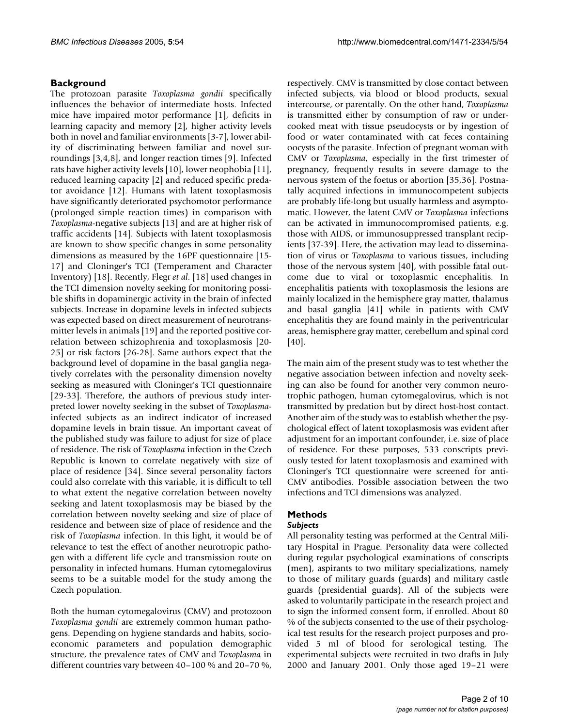## Background

The protozoan parasite *Toxoplasma gondii* specifically influences the behavior of intermediate hosts. Infected mice have impaired motor performance [1], deficits in learning capacity and memory [2], higher activity levels both in novel and familiar environments [3-7], lower ability of discriminating between familiar and novel surroundings [3,4,8], and longer reaction times [9]. Infected rats have higher activity levels [10], lower neophobia [11], reduced learning capacity [2] and reduced specific predator avoidance [12]. Humans with latent toxoplasmosis have significantly deteriorated psychomotor performance (prolonged simple reaction times) in comparison with *Toxoplasma*-negative subjects [13] and are at higher risk of traffic accidents [14]. Subjects with latent toxoplasmosis are known to show specific changes in some personality dimensions as measured by the 16PF questionnaire [15-17] and Cloninger's TCI (Temperament and Character Inventory) [18]. Recently, Flegr *et al*. [18] used changes in the TCI dimension novelty seeking for monitoring possible shifts in dopaminergic activity in the brain of infected subjects. Increase in dopamine levels in infected subjects was expected based on direct measurement of neurotransmitter levels in animals [19] and the reported positive correlation between schizophrenia and toxoplasmosis [20-25] or risk factors [26-28]. Same authors expect that the background level of dopamine in the basal ganglia negatively correlates with the personality dimension novelty seeking as measured with Cloninger's TCI questionnaire [29-33]. Therefore, the authors of previous study interpreted lower novelty seeking in the subset of *Toxoplasma*-infected subjects as an indirect indicator of increased dopamine levels in brain tissue. An important caveat of the published study was failure to adjust for size of place of residence. The risk of *Toxoplasma* infection in the Czech Republic is known to correlate negatively with size of place of residence [34]. Since several personality factors could also correlate with this variable, it is difficult to tell to what extent the negative correlation between novelty seeking and latent toxoplasmosis may be biased by the correlation between novelty seeking and size of place of residence and between size of place of residence and the risk of *Toxoplasma* infection. In this light, it would be of relevance to test the effect of another neurotropic pathogen with a different life cycle and transmission route on personality in infected humans. Human cytomegalovirus seems to be a suitable model for the study among the Czech population.

Both the human cytomegalovirus (CMV) and protozoon *Toxoplasma gondii* are extremely common human pathogens. Depending on hygiene standards and habits, socioeconomic parameters and population demographic structure, the prevalence rates of CMV and *Toxoplasma* in different countries vary between 40–100 % and 20–70 %, respectively. CMV is transmitted by close contact between infected subjects, via blood or blood products, sexual intercourse, or parentally. On the other hand, *Toxoplasma* is transmitted either by consumption of raw or undercooked meat with tissue pseudocysts or by ingestion of food or water contaminated with cat feces containing oocysts of the parasite. Infection of pregnant woman with CMV or *Toxoplasma*, especially in the first trimester of pregnancy, frequently results in severe damage to the nervous system of the foetus or abortion [35,36]. Postnatally acquired infections in immunocompetent subjects are probably life-long but usually harmless and asymptomatic. However, the latent CMV or *Toxoplasma* infections can be activated in immunocompromised patients, e.g. those with AIDS, or immunosuppressed transplant recipients [37-39]. Here, the activation may lead to dissemination of virus or *Toxoplasma* to various tissues, including those of the nervous system [40], with possible fatal outcome due to viral or toxoplasmic encephalitis. In encephalitis patients with toxoplasmosis the lesions are mainly localized in the hemisphere gray matter, thalamus and basal ganglia [41] while in patients with CMV encephalitis they are found mainly in the periventricular areas, hemisphere gray matter, cerebellum and spinal cord [40].

The main aim of the present study was to test whether the negative association between infection and novelty seeking can also be found for another very common neurotrophic pathogen, human cytomegalovirus, which is not transmitted by predation but by direct host-host contact. Another aim of the study was to establish whether the psychological effect of latent toxoplasmosis was evident after adjustment for an important confounder, i.e. size of place of residence. For these purposes, 533 conscripts previously tested for latent toxoplasmosis and examined with Cloninger's TCI questionnaire were screened for anti-CMV antibodies. Possible association between the two infections and TCI dimensions was analyzed.

## Methods

### *Subjects*

All personality testing was performed at the Central Military Hospital in Prague. Personality data were collected during regular psychological examinations of conscripts (men), aspirants to two military specializations, namely to those of military guards (guards) and military castle guards (presidential guards). All of the subjects were asked to voluntarily participate in the research project and to sign the informed consent form, if enrolled. About 80 % of the subjects consented to the use of their psychological test results for the research project purposes and provided 5 ml of blood for serological testing. The experimental subjects were recruited in two drafts in July 2000 and January 2001. Only those aged 19–21 were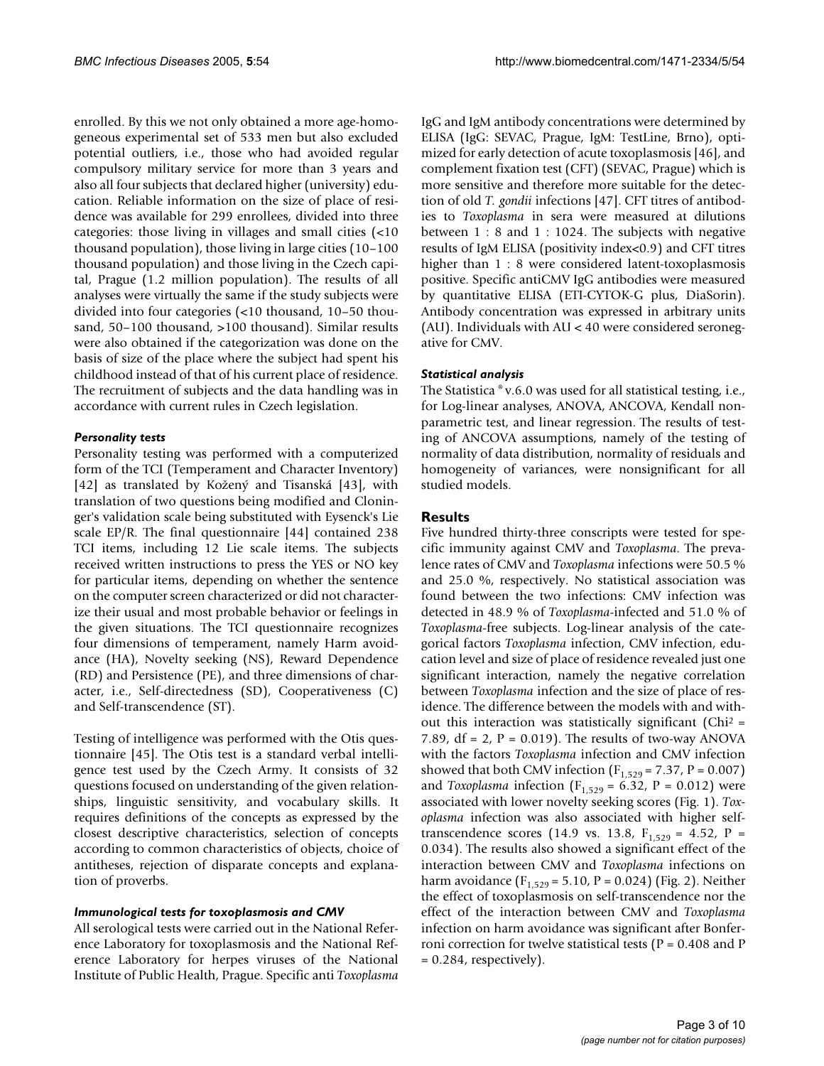enrolled. By this we not only obtained a more age-homogeneous experimental set of 533 men but also excluded potential outliers, i.e., those who had avoided regular compulsory military service for more than 3 years and also all four subjects that declared higher (university) education. Reliable information on the size of place of residence was available for 299 enrollees, divided into three categories: those living in villages and small cities (<10 thousand population), those living in large cities (10–100 thousand population) and those living in the Czech capital, Prague (1.2 million population). The results of all analyses were virtually the same if the study subjects were divided into four categories (<10 thousand, 10–50 thousand, 50–100 thousand, >100 thousand). Similar results were also obtained if the categorization was done on the basis of size of the place where the subject had spent his childhood instead of that of his current place of residence. The recruitment of subjects and the data handling was in accordance with current rules in Czech legislation.

### *Personality tests*

Personality testing was performed with a computerized form of the TCI (Temperament and Character Inventory) [42] as translated by Kožený and Tisanská [43], with translation of two questions being modified and Cloninger's validation scale being substituted with Eysenck's Lie scale EP/R. The final questionnaire [44] contained 238 TCI items, including 12 Lie scale items. The subjects received written instructions to press the YES or NO key for particular items, depending on whether the sentence on the computer screen characterized or did not characterize their usual and most probable behavior or feelings in the given situations. The TCI questionnaire recognizes four dimensions of temperament, namely Harm avoidance (HA), Novelty seeking (NS), Reward Dependence (RD) and Persistence (PE), and three dimensions of character, i.e., Self-directedness (SD), Cooperativeness (C) and Self-transcendence (ST).

Testing of intelligence was performed with the Otis questionnaire [45]. The Otis test is a standard verbal intelligence test used by the Czech Army. It consists of 32 questions focused on understanding of the given relationships, linguistic sensitivity, and vocabulary skills. It requires definitions of the concepts as expressed by the closest descriptive characteristics, selection of concepts according to common characteristics of objects, choice of antitheses, rejection of disparate concepts and explanation of proverbs.

### *Immunological tests for toxoplasmosis and CMV*

All serological tests were carried out in the National Reference Laboratory for toxoplasmosis and the National Reference Laboratory for herpes viruses of the National Institute of Public Health, Prague. Specific anti *Toxoplasma* IgG and IgM antibody concentrations were determined by ELISA (IgG: SEVAC, Prague, IgM: TestLine, Brno), optimized for early detection of acute toxoplasmosis [46], and complement fixation test (CFT) (SEVAC, Prague) which is more sensitive and therefore more suitable for the detection of old *T. gondii* infections [47]. CFT titres of antibodies to *Toxoplasma* in sera were measured at dilutions between 1 : 8 and 1 : 1024. The subjects with negative results of IgM ELISA (positivity index<0.9) and CFT titres higher than 1 : 8 were considered latent-toxoplasmosis positive. Specific antiCMV IgG antibodies were measured by quantitative ELISA (ETI-CYTOK-G plus, DiaSorin). Antibody concentration was expressed in arbitrary units (AU). Individuals with AU < 40 were considered seronegative for CMV.

### *Statistical analysis*

The Statistica ® v.6.0 was used for all statistical testing, i.e., for Log-linear analyses, ANOVA, ANCOVA, Kendall nonparametric test, and linear regression. The results of testing of ANCOVA assumptions, namely of the testing of normality of data distribution, normality of residuals and homogeneity of variances, were nonsignificant for all studied models.

## Results

Five hundred thirty-three conscripts were tested for specific immunity against CMV and *Toxoplasma*. The prevalence rates of CMV and *Toxoplasma* infections were 50.5 % and 25.0 %, respectively. No statistical association was found between the two infections: CMV infection was detected in 48.9 % of *Toxoplasma*-infected and 51.0 % of *Toxoplasma*-free subjects. Log-linear analysis of the categorical factors *Toxoplasma* infection, CMV infection, education level and size of place of residence revealed just one significant interaction, namely the negative correlation between *Toxoplasma* infection and the size of place of residence. The difference between the models with and without this interaction was statistically significant ($Chi^2 = 7.89$, df = 2, $P = 0.019$). The results of two-way ANOVA with the factors *Toxoplasma* infection and CMV infection showed that both CMV infection ($F_{1,529} = 7.37$, $P = 0.007$) and *Toxoplasma* infection ($F_{1,529} = 6.32$, $P = 0.012$) were associated with lower novelty seeking scores (Fig. 1). *Toxoplasma* infection was also associated with higher self-transcendence scores (14.9 vs. 13.8, $F_{1,529} = 4.52$, $P = 0.034$). The results also showed a significant effect of the interaction between CMV and *Toxoplasma* infections on harm avoidance ($F_{1,529} = 5.10$, $P = 0.024$) (Fig. 2). Neither the effect of toxoplasmosis on self-transcendence nor the effect of the interaction between CMV and *Toxoplasma* infection on harm avoidance was significant after Bonferroni correction for twelve statistical tests ($P = 0.408$ and $P = 0.284$, respectively).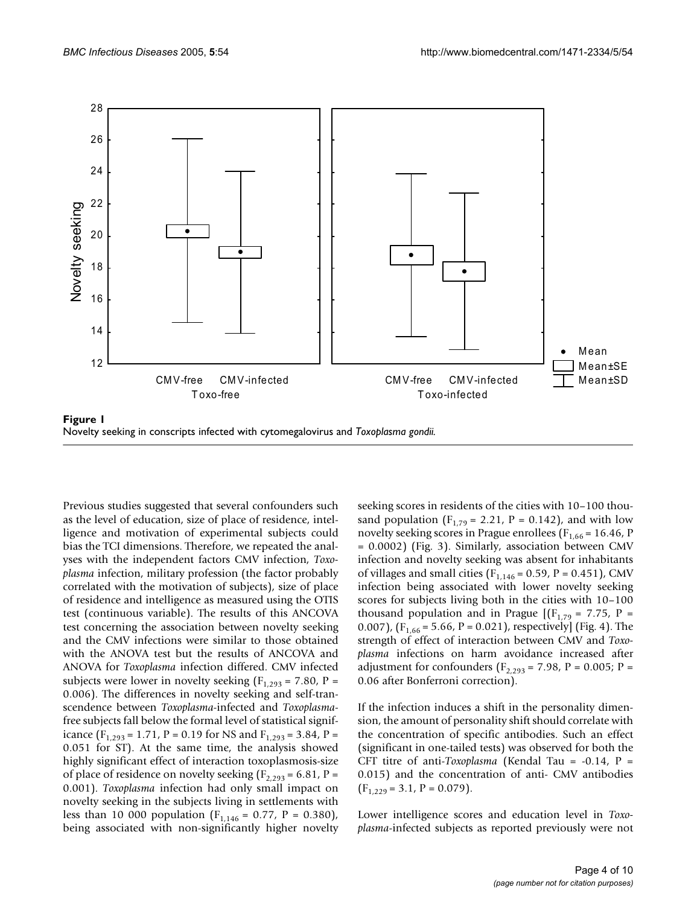**Figure 1**
Novelty seeking in conscripts infected with cytomegalovirus and *Toxoplasma gondii*.

Previous studies suggested that several confounders such as the level of education, size of place of residence, intelligence and motivation of experimental subjects could bias the TCI dimensions. Therefore, we repeated the analyses with the independent factors CMV infection, *Toxoplasma* infection, military profession (the factor probably correlated with the motivation of subjects), size of place of residence and intelligence as measured using the OTIS test (continuous variable). The results of this ANCOVA test concerning the association between novelty seeking and the CMV infections were similar to those obtained with the ANOVA test but the results of ANCOVA and ANOVA for *Toxoplasma* infection differed. CMV infected subjects were lower in novelty seeking ($F_{1,293}$ = 7.80, P = 0.006). The differences in novelty seeking and self-transcendence between *Toxoplasma*-infected and *Toxoplasma*-free subjects fall below the formal level of statistical significance ($F_{1,293}$ = 1.71, P = 0.19 for NS and $F_{1,293}$ = 3.84, P = 0.051 for ST). At the same time, the analysis showed highly significant effect of interaction toxoplasmosis-size of place of residence on novelty seeking ($F_{2,293}$ = 6.81, P = 0.001). *Toxoplasma* infection had only small impact on novelty seeking in the subjects living in settlements with less than 10 000 population ($F_{1,146}$ = 0.77, P = 0.380), being associated with non-significantly higher novelty seeking scores in residents of the cities with 10–100 thousand population ($F_{1,79}$ = 2.21, P = 0.142), and with low novelty seeking scores in Prague enrollees ($F_{1,66}$ = 16.46, P = 0.0002) (Fig. 3). Similarly, association between CMV infection and novelty seeking was absent for inhabitants of villages and small cities ($F_{1,146}$ = 0.59, P = 0.451), CMV infection being associated with lower novelty seeking scores for subjects living both in the cities with 10–100 thousand population and in Prague [($F_{1,79}$ = 7.75, P = 0.007), ($F_{1,66}$ = 5.66, P = 0.021), respectively] (Fig. 4). The strength of effect of interaction between CMV and *Toxoplasma* infections on harm avoidance increased after adjustment for confounders ($F_{2,293}$ = 7.98, P = 0.005; P = 0.06 after Bonferroni correction).

If the infection induces a shift in the personality dimension, the amount of personality shift should correlate with the concentration of specific antibodies. Such an effect (significant in one-tailed tests) was observed for both the CFT titre of anti-*Toxoplasma* (Kendal Tau = -0.14, P = 0.015) and the concentration of anti- CMV antibodies ($F_{1,229}$ = 3.1, P = 0.079).

Lower intelligence scores and education level in *Toxoplasma*-infected subjects as reported previously were not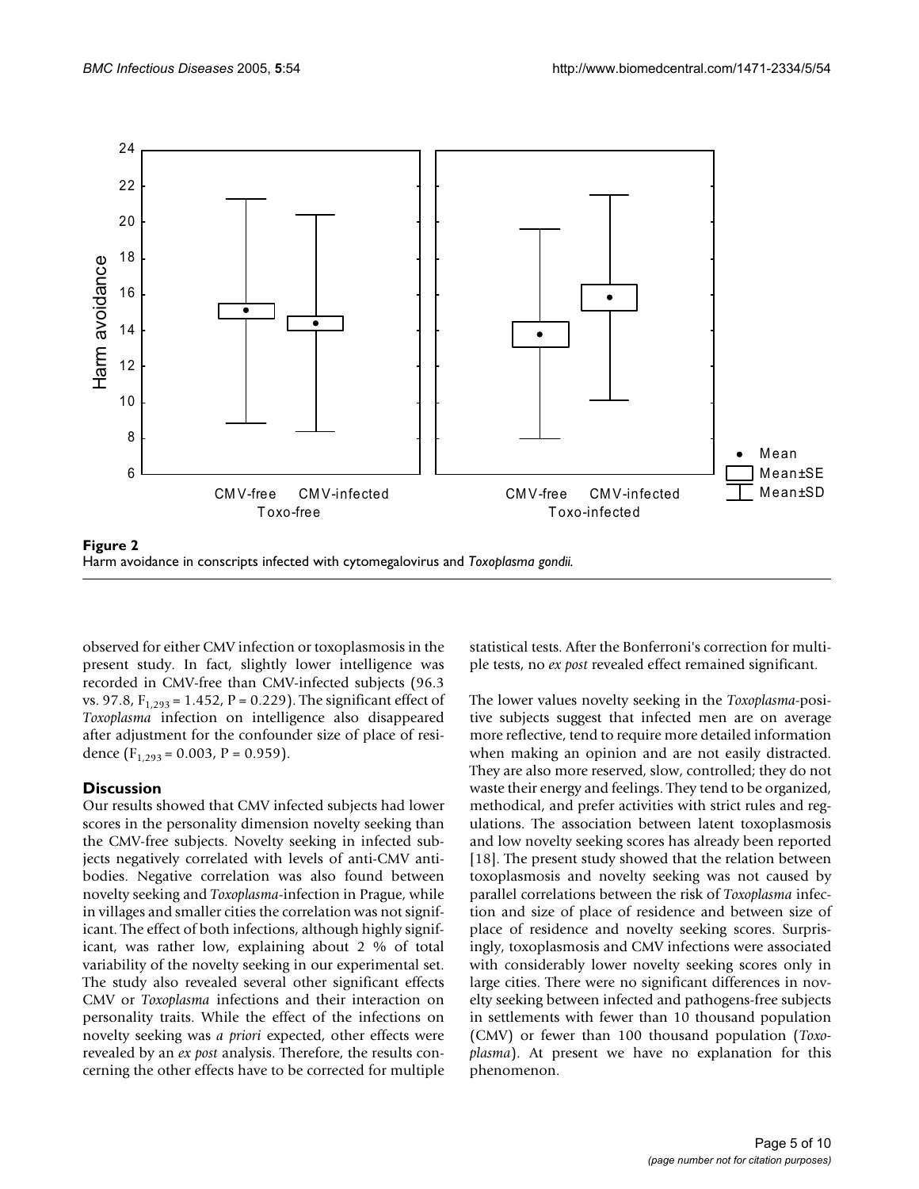**Figure 2**
Harm avoidance in conscripts infected with cytomegalovirus and *Toxoplasma gondii*.

observed for either CMV infection or toxoplasmosis in the present study. In fact, slightly lower intelligence was recorded in CMV-free than CMV-infected subjects (96.3 vs. 97.8, $F_{1,293} = 1.452$, $P = 0.229$). The significant effect of *Toxoplasma* infection on intelligence also disappeared after adjustment for the confounder size of place of residence ($F_{1,293} = 0.003$, $P = 0.959$).

## Discussion

Our results showed that CMV infected subjects had lower scores in the personality dimension novelty seeking than the CMV-free subjects. Novelty seeking in infected subjects negatively correlated with levels of anti-CMV antibodies. Negative correlation was also found between novelty seeking and *Toxoplasma*-infection in Prague, while in villages and smaller cities the correlation was not significant. The effect of both infections, although highly significant, was rather low, explaining about 2 % of total variability of the novelty seeking in our experimental set. The study also revealed several other significant effects CMV or *Toxoplasma* infections and their interaction on personality traits. While the effect of the infections on novelty seeking was *a priori* expected, other effects were revealed by an *ex post* analysis. Therefore, the results concerning the other effects have to be corrected for multiple statistical tests. After the Bonferroni's correction for multiple tests, no *ex post* revealed effect remained significant.

The lower values novelty seeking in the *Toxoplasma*-positive subjects suggest that infected men are on average more reflective, tend to require more detailed information when making an opinion and are not easily distracted. They are also more reserved, slow, controlled; they do not waste their energy and feelings. They tend to be organized, methodical, and prefer activities with strict rules and regulations. The association between latent toxoplasmosis and low novelty seeking scores has already been reported [18]. The present study showed that the relation between toxoplasmosis and novelty seeking was not caused by parallel correlations between the risk of *Toxoplasma* infection and size of place of residence and between size of place of residence and novelty seeking scores. Surprisingly, toxoplasmosis and CMV infections were associated with considerably lower novelty seeking scores only in large cities. There were no significant differences in novelty seeking between infected and pathogens-free subjects in settlements with fewer than 10 thousand population (CMV) or fewer than 100 thousand population (*Toxoplasma*). At present we have no explanation for this phenomenon.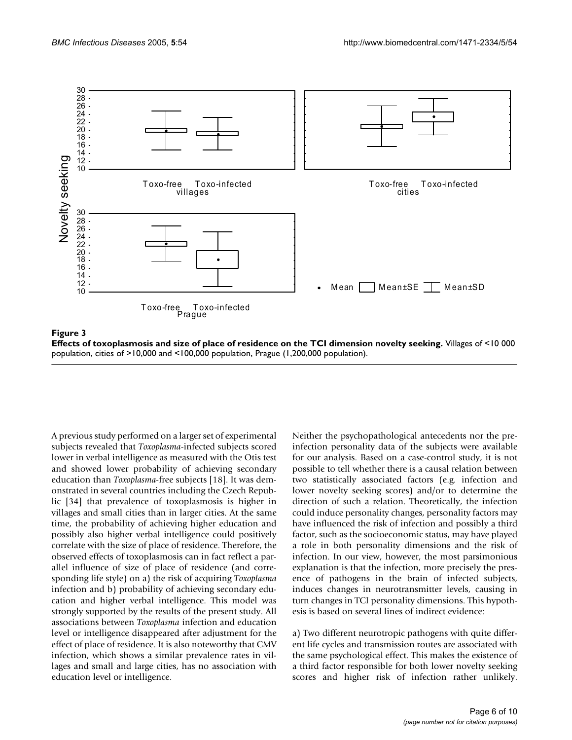Novelty seeking

30
28
26
24
22
20
18
16
14
12
10

Toxo-free Toxo-infected
villages

Toxo-free Toxo-infected
cities

Toxo-free Toxo-infected
Prague

• Mean Mean±SE Mean±SD

**Figure 3**
**Effects of toxoplasmosis and size of place of residence on the TCI dimension novelty seeking.** Villages of <10 000 population, cities of >10,000 and <100,000 population, Prague (1,200,000 population).

A previous study performed on a larger set of experimental subjects revealed that *Toxoplasma*-infected subjects scored lower in verbal intelligence as measured with the Otis test and showed lower probability of achieving secondary education than *Toxoplasma*-free subjects [18]. It was demonstrated in several countries including the Czech Republic [34] that prevalence of toxoplasmosis is higher in villages and small cities than in larger cities. At the same time, the probability of achieving higher education and possibly also higher verbal intelligence could positively correlate with the size of place of residence. Therefore, the observed effects of toxoplasmosis can in fact reflect a parallel influence of size of place of residence (and corresponding life style) on a) the risk of acquiring *Toxoplasma* infection and b) probability of achieving secondary education and higher verbal intelligence. This model was strongly supported by the results of the present study. All associations between *Toxoplasma* infection and education level or intelligence disappeared after adjustment for the effect of place of residence. It is also noteworthy that CMV infection, which shows a similar prevalence rates in villages and small and large cities, has no association with education level or intelligence.

Neither the psychopathological antecedents nor the pre-infection personality data of the subjects were available for our analysis. Based on a case-control study, it is not possible to tell whether there is a causal relation between two statistically associated factors (e.g. infection and lower novelty seeking scores) and/or to determine the direction of such a relation. Theoretically, the infection could induce personality changes, personality factors may have influenced the risk of infection and possibly a third factor, such as the socioeconomic status, may have played a role in both personality dimensions and the risk of infection. In our view, however, the most parsimonious explanation is that the infection, more precisely the presence of pathogens in the brain of infected subjects, induces changes in neurotransmitter levels, causing in turn changes in TCI personality dimensions. This hypothesis is based on several lines of indirect evidence:

a) Two different neurotropic pathogens with quite different life cycles and transmission routes are associated with the same psychological effect. This makes the existence of a third factor responsible for both lower novelty seeking scores and higher risk of infection rather unlikely.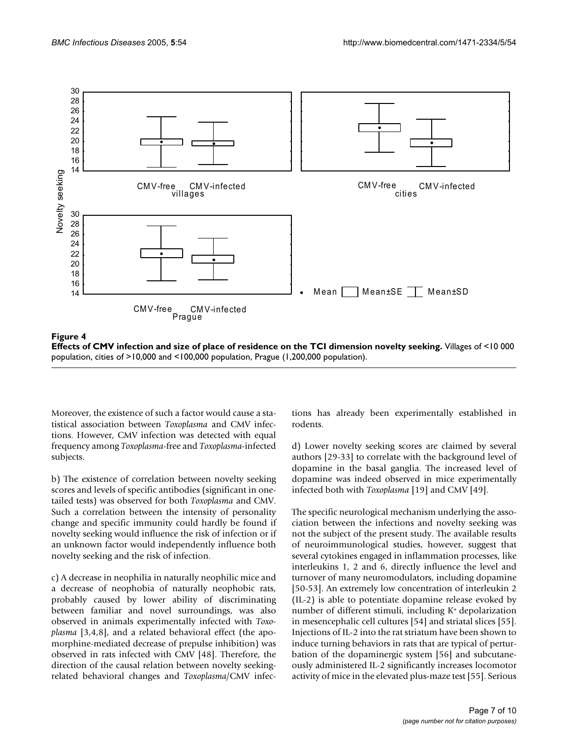**Figure 4**
**Effects of CMV infection and size of place of residence on the TCI dimension novelty seeking.** Villages of <10 000 population, cities of >10,000 and <100,000 population, Prague (1,200,000 population).

Moreover, the existence of such a factor would cause a statistical association between *Toxoplasma* and CMV infections. However, CMV infection was detected with equal frequency among *Toxoplasma*-free and *Toxoplasma*-infected subjects.

b) The existence of correlation between novelty seeking scores and levels of specific antibodies (significant in one-tailed tests) was observed for both *Toxoplasma* and CMV. Such a correlation between the intensity of personality change and specific immunity could hardly be found if novelty seeking would influence the risk of infection or if an unknown factor would independently influence both novelty seeking and the risk of infection.

c) A decrease in neophilia in naturally neophilic mice and a decrease of neophobia of naturally neophobic rats, probably caused by lower ability of discriminating between familiar and novel surroundings, was also observed in animals experimentally infected with *Toxoplasma* [3,4,8], and a related behavioral effect (the apomorphine-mediated decrease of prepulse inhibition) was observed in rats infected with CMV [48]. Therefore, the direction of the causal relation between novelty seeking-related behavioral changes and *Toxoplasma*/CMV infections has already been experimentally established in rodents.

d) Lower novelty seeking scores are claimed by several authors [29-33] to correlate with the background level of dopamine in the basal ganglia. The increased level of dopamine was indeed observed in mice experimentally infected both with *Toxoplasma* [19] and CMV [49].

The specific neurological mechanism underlying the association between the infections and novelty seeking was not the subject of the present study. The available results of neuroimmunological studies, however, suggest that several cytokines engaged in inflammation processes, like interleukins 1, 2 and 6, directly influence the level and turnover of many neuromodulators, including dopamine [50-53]. An extremely low concentration of interleukin 2 (IL-2) is able to potentiate dopamine release evoked by number of different stimuli, including $K^+$ depolarization in mesencephalic cell cultures [54] and striatal slices [55]. Injections of IL-2 into the rat striatum have been shown to induce turning behaviors in rats that are typical of perturbation of the dopaminergic system [56] and subcutaneously administered IL-2 significantly increases locomotor activity of mice in the elevated plus-maze test [55]. Serious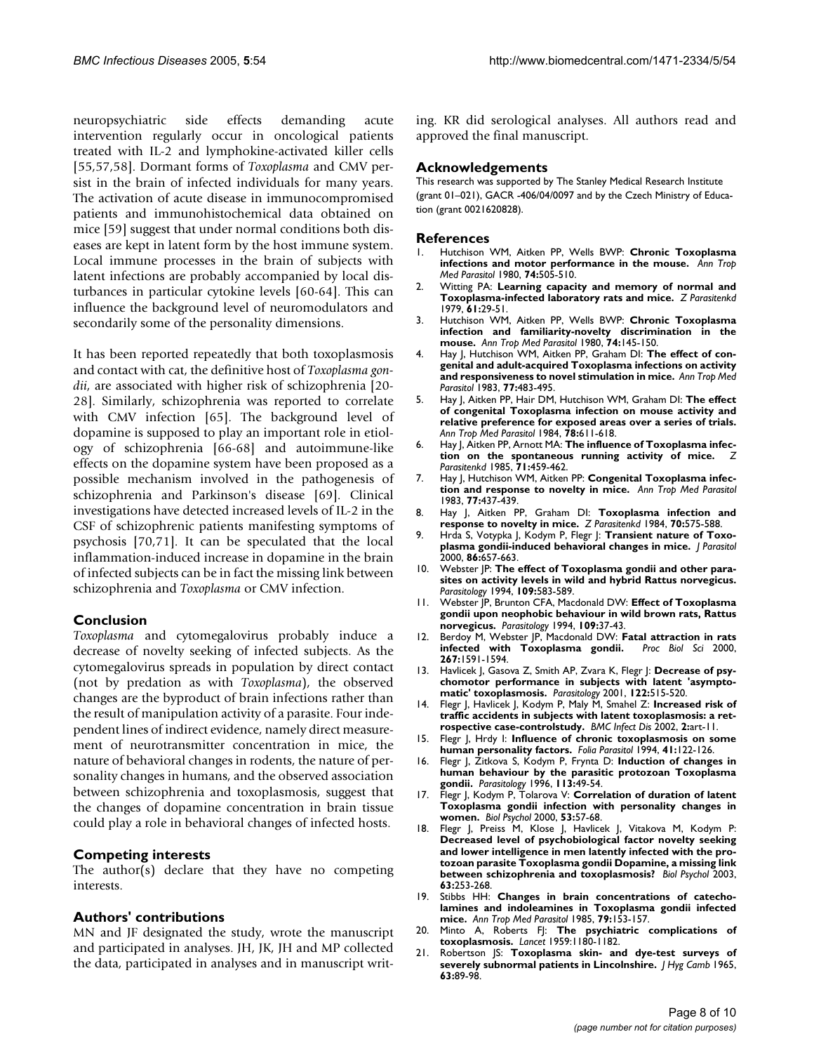neuropsychiatric side effects demanding acute intervention regularly occur in oncological patients treated with IL-2 and lymphokine-activated killer cells [55,57,58]. Dormant forms of *Toxoplasma* and CMV persist in the brain of infected individuals for many years. The activation of acute disease in immunocompromised patients and immunohistochemical data obtained on mice [59] suggest that under normal conditions both diseases are kept in latent form by the host immune system. Local immune processes in the brain of subjects with latent infections are probably accompanied by local disturbances in particular cytokine levels [60-64]. This can influence the background level of neuromodulators and secondarily some of the personality dimensions.

It has been reported repeatedly that both toxoplasmosis and contact with cat, the definitive host of *Toxoplasma gondii*, are associated with higher risk of schizophrenia [20-28]. Similarly, schizophrenia was reported to correlate with CMV infection [65]. The background level of dopamine is supposed to play an important role in etiology of schizophrenia [66-68] and autoimmune-like effects on the dopamine system have been proposed as a possible mechanism involved in the pathogenesis of schizophrenia and Parkinson's disease [69]. Clinical investigations have detected increased levels of IL-2 in the CSF of schizophrenic patients manifesting symptoms of psychosis [70,71]. It can be speculated that the local inflammation-induced increase in dopamine in the brain of infected subjects can be in fact the missing link between schizophrenia and *Toxoplasma* or CMV infection.

## Conclusion

*Toxoplasma* and cytomegalovirus probably induce a decrease of novelty seeking of infected subjects. As the cytomegalovirus spreads in population by direct contact (not by predation as with *Toxoplasma*), the observed changes are the byproduct of brain infections rather than the result of manipulation activity of a parasite. Four independent lines of indirect evidence, namely direct measurement of neurotransmitter concentration in mice, the nature of behavioral changes in rodents, the nature of personality changes in humans, and the observed association between schizophrenia and toxoplasmosis, suggest that the changes of dopamine concentration in brain tissue could play a role in behavioral changes of infected hosts.

## Competing interests

The author(s) declare that they have no competing interests.

## Authors' contributions

MN and JF designated the study, wrote the manuscript and participated in analyses. JH, JK, JH and MP collected the data, participated in analyses and in manuscript writing. KR did serological analyses. All authors read and approved the final manuscript.

## Acknowledgements

This research was supported by The Stanley Medical Research Institute (grant 01–021), GACR -406/04/0097 and by the Czech Ministry of Education (grant 0021620828).

## References

1. Hutchison WM, Aitken PP, Wells BWP: **Chronic Toxoplasma infections and motor performance in the mouse.** *Ann Trop Med Parasitol* 1980, **74:**505-510.
2. Witting PA: **Learning capacity and memory of normal and Toxoplasma-infected laboratory rats and mice.** *Z Parasitenkd* 1979, **61:**29-51.
3. Hutchison WM, Aitken PP, Wells BWP: **Chronic Toxoplasma infection and familiarity-novelty discrimination in the mouse.** *Ann Trop Med Parasitol* 1980, **74:**145-150.
4. Hay J, Hutchison WM, Aitken PP, Graham DI: **The effect of congenital and adult-acquired Toxoplasma infections on activity and responsiveness to novel stimulation in mice.** *Ann Trop Med Parasitol* 1983, **77:**483-495.
5. Hay J, Aitken PP, Hair DM, Hutchison WM, Graham DI: **The effect of congenital Toxoplasma infection on mouse activity and relative preference for exposed areas over a series of trials.** *Ann Trop Med Parasitol* 1984, **78:**611-618.
6. Hay J, Aitken PP, Arnott MA: **The influence of Toxoplasma infection on the spontaneous running activity of mice.** *Z Parasitenkd* 1985, **71:**459-462.
7. Hay J, Hutchison WM, Aitken PP: **Congenital Toxoplasma infection and response to novelty in mice.** *Ann Trop Med Parasitol* 1983, **77:**437-439.
8. Hay J, Aitken PP, Graham DI: **Toxoplasma infection and response to novelty in mice.** *Z Parasitenkd* 1984, **70:**575-588.
9. Hrda S, Votypka J, Kodym P, Flegr J: **Transient nature of Toxoplasma gondii-induced behavioral changes in mice.** *J Parasitol* 2000, **86:**657-663.
10. Webster JP: **The effect of Toxoplasma gondii and other parasites on activity levels in wild and hybrid Rattus norvegicus.** *Parasitology* 1994, **109:**583-589.
11. Webster JP, Brunton CFA, Macdonald DW: **Effect of Toxoplasma gondii upon neophobic behaviour in wild brown rats, Rattus norvegicus.** *Parasitology* 1994, **109:**37-43.
12. Berdoy M, Webster JP, Macdonald DW: **Fatal attraction in rats infected with Toxoplasma gondii.** *Proc Biol Sci* 2000, **267:**1591-1594.
13. Havlicek J, Gasova Z, Smith AP, Zvara K, Flegr J: **Decrease of psychomotor performance in subjects with latent 'asymptomatic' toxoplasmosis.** *Parasitology* 2001, **122:**515-520.
14. Flegr J, Havlicek J, Kodym P, Maly M, Smahel Z: **Increased risk of traffic accidents in subjects with latent toxoplasmosis: a retrospective case-controlstudy.** *BMC Infect Dis* 2002, **2:**art-11.
15. Flegr J, Hrdy I: **Influence of chronic toxoplasmosis on some human personality factors.** *Folia Parasitol* 1994, **41:**122-126.
16. Flegr J, Zitkova S, Kodym P, Frynta D: **Induction of changes in human behaviour by the parasitic protozoan Toxoplasma gondii.** *Parasitology* 1996, **113:**49-54.
17. Flegr J, Kodym P, Tolarova V: **Correlation of duration of latent Toxoplasma gondii infection with personality changes in women.** *Biol Psychol* 2000, **53:**57-68.
18. Flegr J, Preiss M, Klose J, Havlicek J, Vitakova M, Kodym P: **Decreased level of psychobiological factor novelty seeking and lower intelligence in men latently infected with the protozoan parasite Toxoplasma gondii Dopamine, a missing link between schizophrenia and toxoplasmosis?** *Biol Psychol* 2003, **63:**253-268.
19. Stibbs HH: **Changes in brain concentrations of catecholamines and indoleamines in Toxoplasma gondii infected mice.** *Ann Trop Med Parasitol* 1985, **79:**153-157.
20. Minto A, Roberts FJ: **The psychiatric complications of toxoplasmosis.** *Lancet* 1959:1180-1182.
21. Robertson JS: **Toxoplasma skin- and dye-test surveys of severely subnormal patients in Lincolnshire.** *J Hyg Camb* 1965, **63:**89-98.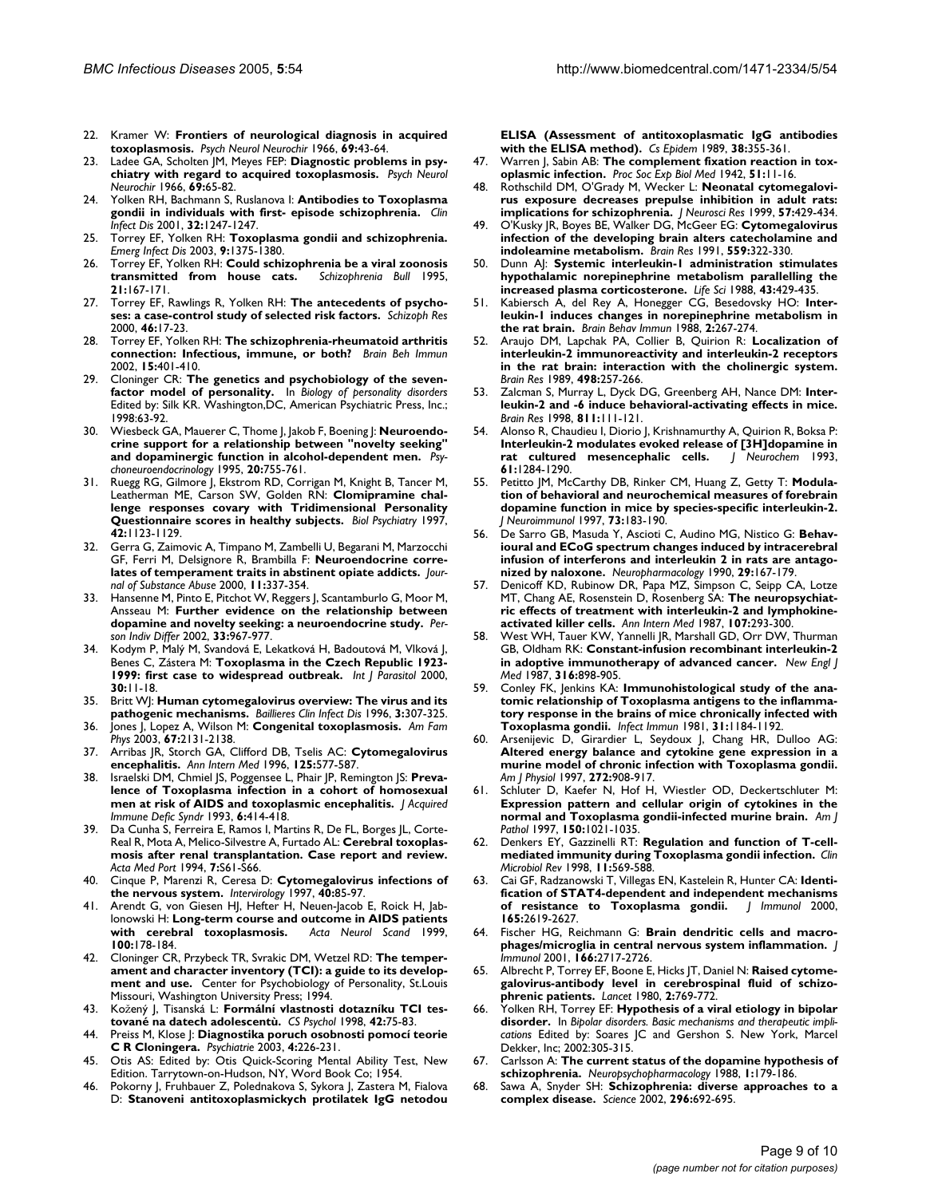22. Kramer W: **Frontiers of neurological diagnosis in acquired toxoplasmosis.** *Psych Neurol Neurochir* 1966, **69:**43-64.
23. Ladee GA, Scholten JM, Meyes FEP: **Diagnostic problems in psychiatry with regard to acquired toxoplasmosis.** *Psych Neurol Neurochir* 1966, **69:**65-82.
24. Yolken RH, Bachmann S, Ruslanova I: **Antibodies to Toxoplasma gondii in individuals with first- episode schizophrenia.** *Clin Infect Dis* 2001, **32:**1247-1247.
25. Torrey EF, Yolken RH: **Toxoplasma gondii and schizophrenia.** *Emerg Infect Dis* 2003, **9:**1375-1380.
26. Torrey EF, Yolken RH: **Could schizophrenia be a viral zoonosis transmitted from house cats.** *Schizophrenia Bull* 1995, **21:**167-171.
27. Torrey EF, Rawlings R, Yolken RH: **The antecedents of psychoses: a case-control study of selected risk factors.** *Schizoph Res* 2000, **46:**17-23.
28. Torrey EF, Yolken RH: **The schizophrenia-rheumatoid arthritis connection: Infectious, immune, or both?** *Brain Beh Immun* 2002, **15:**401-410.
29. Cloninger CR: **The genetics and psychobiology of the seven-factor model of personality.** In *Biology of personality disorders* Edited by: Silk KR. Washington,DC, American Psychiatric Press, Inc.; 1998:63-92.
30. Wiesbeck GA, Mauerer C, Thome J, Jakob F, Boening J: **Neuroendocrine support for a relationship between "novelty seeking" and dopaminergic function in alcohol-dependent men.** *Psychoneuroendocrinology* 1995, **20:**755-761.
31. Ruegg RG, Gilmore J, Ekstrom RD, Corrigan M, Knight B, Tancer M, Leatherman ME, Carson SW, Golden RN: **Clomipramine challenge responses covary with Tridimensional Personality Questionnaire scores in healthy subjects.** *Biol Psychiatry* 1997, **42:**1123-1129.
32. Gerra G, Zaimovic A, Timpano M, Zambelli U, Begarani M, Marzocchi GF, Ferri M, Delsignore R, Brambilla F: **Neuroendocrine correlates of temperament traits in abstinent opiate addicts.** *Journal of Substance Abuse* 2000, **11:**337-354.
33. Hansenne M, Pinto E, Pitchot W, Reggers J, Scantamburlo G, Moor M, Ansseau M: **Further evidence on the relationship between dopamine and novelty seeking: a neuroendocrine study.** *Person Indiv Differ* 2002, **33:**967-977.
34. Kodym P, Malý M, Svandová E, Lekatková H, Badoutová M, Vlková J, Benes C, Zástera M: **Toxoplasma in the Czech Republic 1923-1999: first case to widespread outbreak.** *Int J Parasitol* 2000, **30:**11-18.
35. Britt WJ: **Human cytomegalovirus overview: The virus and its pathogenic mechanisms.** *Baillieres Clin Infect Dis* 1996, **3:**307-325.
36. Jones J, Lopez A, Wilson M: **Congenital toxoplasmosis.** *Am Fam Phys* 2003, **67:**2131-2138.
37. Arribas JR, Storch GA, Clifford DB, Tselis AC: **Cytomegalovirus encephalitis.** *Ann Intern Med* 1996, **125:**577-587.
38. Israelski DM, Chmiel JS, Poggensee L, Phair JP, Remington JS: **Prevalence of Toxoplasma infection in a cohort of homosexual men at risk of AIDS and toxoplasmic encephalitis.** *J Acquired Immune Defic Syndr* 1993, **6:**414-418.
39. Da Cunha S, Ferreira E, Ramos I, Martins R, De FL, Borges JL, Corte-Real R, Mota A, Melico-Silvestre A, Furtado AL: **Cerebral toxoplasmosis after renal transplantation. Case report and review.** *Acta Med Port* 1994, **7:**S61-S66.
40. Cinque P, Marenzi R, Ceresa D: **Cytomegalovirus infections of the nervous system.** *Intervirology* 1997, **40:**85-97.
41. Arendt G, von Giesen HJ, Hefter H, Neuen-Jacob E, Roick H, Jablonowski H: **Long-term course and outcome in AIDS patients with cerebral toxoplasmosis.** *Acta Neurol Scand* 1999, **100:**178-184.
42. Cloninger CR, Przybeck TR, Svrakic DM, Wetzel RD: **The temperament and character inventory (TCI): a guide to its development and use.** Center for Psychobiology of Personality, St.Louis Missouri, Washington University Press; 1994.
43. Kožený J, Tisanská L: **Formální vlastnosti dotazníku TCI testované na datech adolescentů.** *CS Psychol* 1998, **42:**75-83.
44. Preiss M, Klose J: **Diagnostika poruch osobnosti pomocí teorie C R Cloningera.** *Psychiatrie* 2003, **4:**226-231.
45. Otis AS: Edited by: Otis Quick-Scoring Mental Ability Test, New Edition. Tarrytown-on-Hudson, NY, Word Book Co; 1954.
46. Pokorny J, Fruhbauer Z, Polednakova S, Sykora J, Zastera M, Fialova D: **Stanoveni antitoxoplasmickych protilatek IgG netodou ELISA (Assessment of antitoxoplasmatic IgG antibodies with the ELISA method).** *Cs Epidem* 1989, **38:**355-361.
47. Warren J, Sabin AB: **The complement fixation reaction in toxoplasmic infection.** *Proc Soc Exp Biol Med* 1942, **51:**11-16.
48. Rothschild DM, O'Grady M, Wecker L: **Neonatal cytomegalovirus exposure decreases prepulse inhibition in adult rats: implications for schizophrenia.** *J Neurosci Res* 1999, **57:**429-434.
49. O'Kusky JR, Boyes BE, Walker DG, McGeer EG: **Cytomegalovirus infection of the developing brain alters catecholamine and indoleamine metabolism.** *Brain Res* 1991, **559:**322-330.
50. Dunn AJ: **Systemic interleukin-1 administration stimulates hypothalamic norepinephrine metabolism parallelling the increased plasma corticosterone.** *Life Sci* 1988, **43:**429-435.
51. Kabiersch A, del Rey A, Honegger CG, Besedovsky HO: **Interleukin-1 induces changes in norepinephrine metabolism in the rat brain.** *Brain Behav Immun* 1988, **2:**267-274.
52. Araujo DM, Lapchak PA, Collier B, Quirion R: **Localization of interleukin-2 immunoreactivity and interleukin-2 receptors in the rat brain: interaction with the cholinergic system.** *Brain Res* 1989, **498:**257-266.
53. Zalcman S, Murray L, Dyck DG, Greenberg AH, Nance DM: **Interleukin-2 and -6 induce behavioral-activating effects in mice.** *Brain Res* 1998, **811:**111-121.
54. Alonso R, Chaudieu I, Diorio J, Krishnamurthy A, Quirion R, Boksa P: **Interleukin-2 modulates evoked release of [3H]dopamine in rat cultured mesencephalic cells.** *J Neurochem* 1993, **61:**1284-1290.
55. Petitto JM, McCarthy DB, Rinker CM, Huang Z, Getty T: **Modulation of behavioral and neurochemical measures of forebrain dopamine function in mice by species-specific interleukin-2.** *J Neuroimmunol* 1997, **73:**183-190.
56. De Sarro GB, Masuda Y, Ascioti C, Audino MG, Nistico G: **Behavioural and ECoG spectrum changes induced by intracerebral infusion of interferons and interleukin 2 in rats are antagonized by naloxone.** *Neuropharmacology* 1990, **29:**167-179.
57. Denicoff KD, Rubinow DR, Papa MZ, Simpson C, Seipp CA, Lotze MT, Chang AE, Rosenstein D, Rosenberg SA: **The neuropsychiatric effects of treatment with interleukin-2 and lymphokine-activated killer cells.** *Ann Intern Med* 1987, **107:**293-300.
58. West WH, Tauer KW, Yannelli JR, Marshall GD, Orr DW, Thurman GB, Oldham RK: **Constant-infusion recombinant interleukin-2 in adoptive immunotherapy of advanced cancer.** *New Engl J Med* 1987, **316:**898-905.
59. Conley FK, Jenkins KA: **Immunohistological study of the anatomic relationship of Toxoplasma antigens to the inflammatory response in the brains of mice chronically infected with Toxoplasma gondii.** *Infect Immun* 1981, **31:**1184-1192.
60. Arsenijevic D, Girardier L, Seydoux J, Chang HR, Dulloo AG: **Altered energy balance and cytokine gene expression in a murine model of chronic infection with Toxoplasma gondii.** *Am J Physiol* 1997, **272:**908-917.
61. Schluter D, Kaefer N, Hof H, Wiestler OD, Deckertschluter M: **Expression pattern and cellular origin of cytokines in the normal and Toxoplasma gondii-infected murine brain.** *Am J Pathol* 1997, **150:**1021-1035.
62. Denkers EY, Gazzinelli RT: **Regulation and function of T-cell-mediated immunity during Toxoplasma gondii infection.** *Clin Microbiol Rev* 1998, **11:**569-588.
63. Cai GF, Radzanowski T, Villegas EN, Kastelein R, Hunter CA: **Identification of STAT4-dependent and independent mechanisms of resistance to Toxoplasma gondii.** *J Immunol* 2000, **165:**2619-2627.
64. Fischer HG, Reichmann G: **Brain dendritic cells and macrophages/microglia in central nervous system inflammation.** *J Immunol* 2001, **166:**2717-2726.
65. Albrecht P, Torrey EF, Boone E, Hicks JT, Daniel N: **Raised cytomegalovirus-antibody level in cerebrospinal fluid of schizophrenic patients.** *Lancet* 1980, **2:**769-772.
66. Yolken RH, Torrey EF: **Hypothesis of a viral etiology in bipolar disorder.** In *Bipolar disorders. Basic mechanisms and therapeutic implications* Edited by: Soares JC and Gershon S. New York, Marcel Dekker, Inc; 2002:305-315.
67. Carlsson A: **The current status of the dopamine hypothesis of schizophrenia.** *Neuropsychopharmacology* 1988, **1:**179-186.
68. Sawa A, Snyder SH: **Schizophrenia: diverse approaches to a complex disease.** *Science* 2002, **296:**692-695.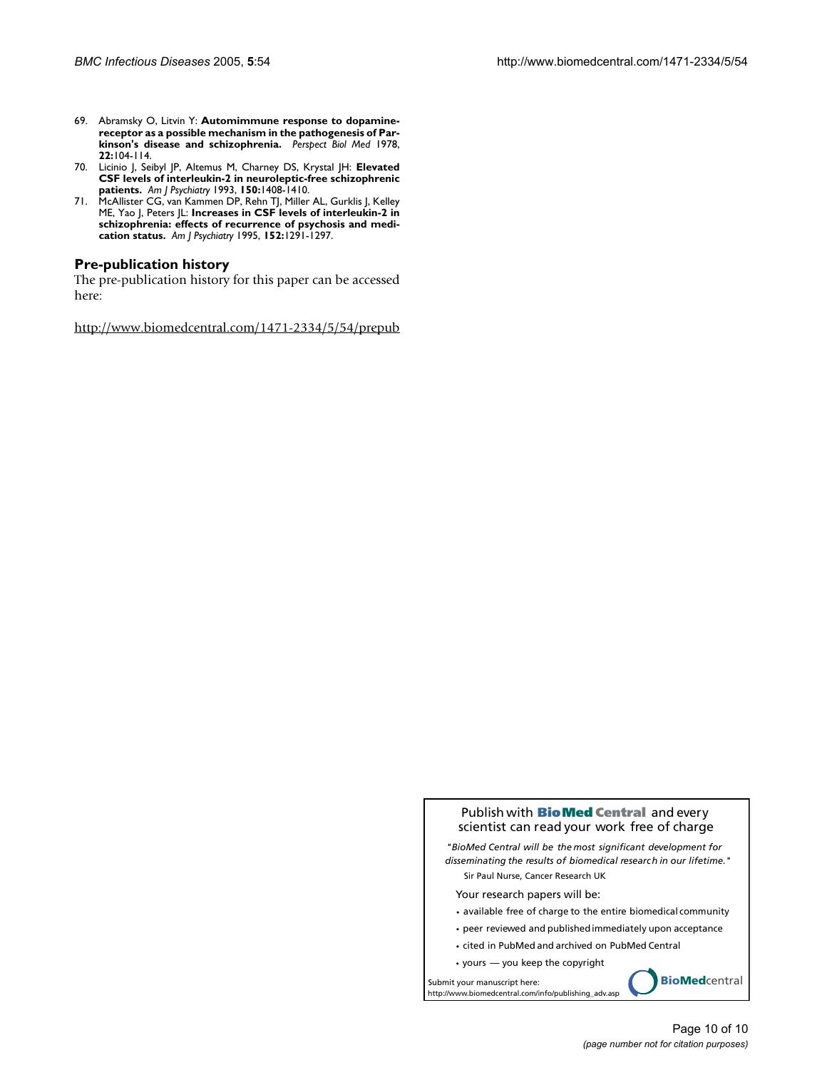69. Abramsky O, Litvin Y: **Automimmune response to dopamine-receptor as a possible mechanism in the pathogenesis of Parkinson's disease and schizophrenia.** *Perspect Biol Med* 1978, **22:**104-114.
70. Licinio J, Seibyl JP, Altemus M, Charney DS, Krystal JH: **Elevated CSF levels of interleukin-2 in neuroleptic-free schizophrenic patients.** *Am J Psychiatry* 1993, **150:**1408-1410.
71. McAllister CG, van Kammen DP, Rehn TJ, Miller AL, Gurklis J, Kelley ME, Yao J, Peters JL: **Increases in CSF levels of interleukin-2 in schizophrenia: effects of recurrence of psychosis and medication status.** *Am J Psychiatry* 1995, **152:**1291-1297.

## Pre-publication history

The pre-publication history for this paper can be accessed here:

http://www.biomedcentral.com/1471-2334/5/54/prepub

Publish with **BioMed Central** and every scientist can read your work free of charge

*"BioMed Central will be the most significant development for disseminating the results of biomedical research in our lifetime."*

Sir Paul Nurse, Cancer Research UK

Your research papers will be:

- available free of charge to the entire biomedical community
- peer reviewed and published immediately upon acceptance
- cited in PubMed and archived on PubMed Central
- yours — you keep the copyright

Submit your manuscript here:
http://www.biomedcentral.com/info/publishing_adv.asp

**BioMed**central